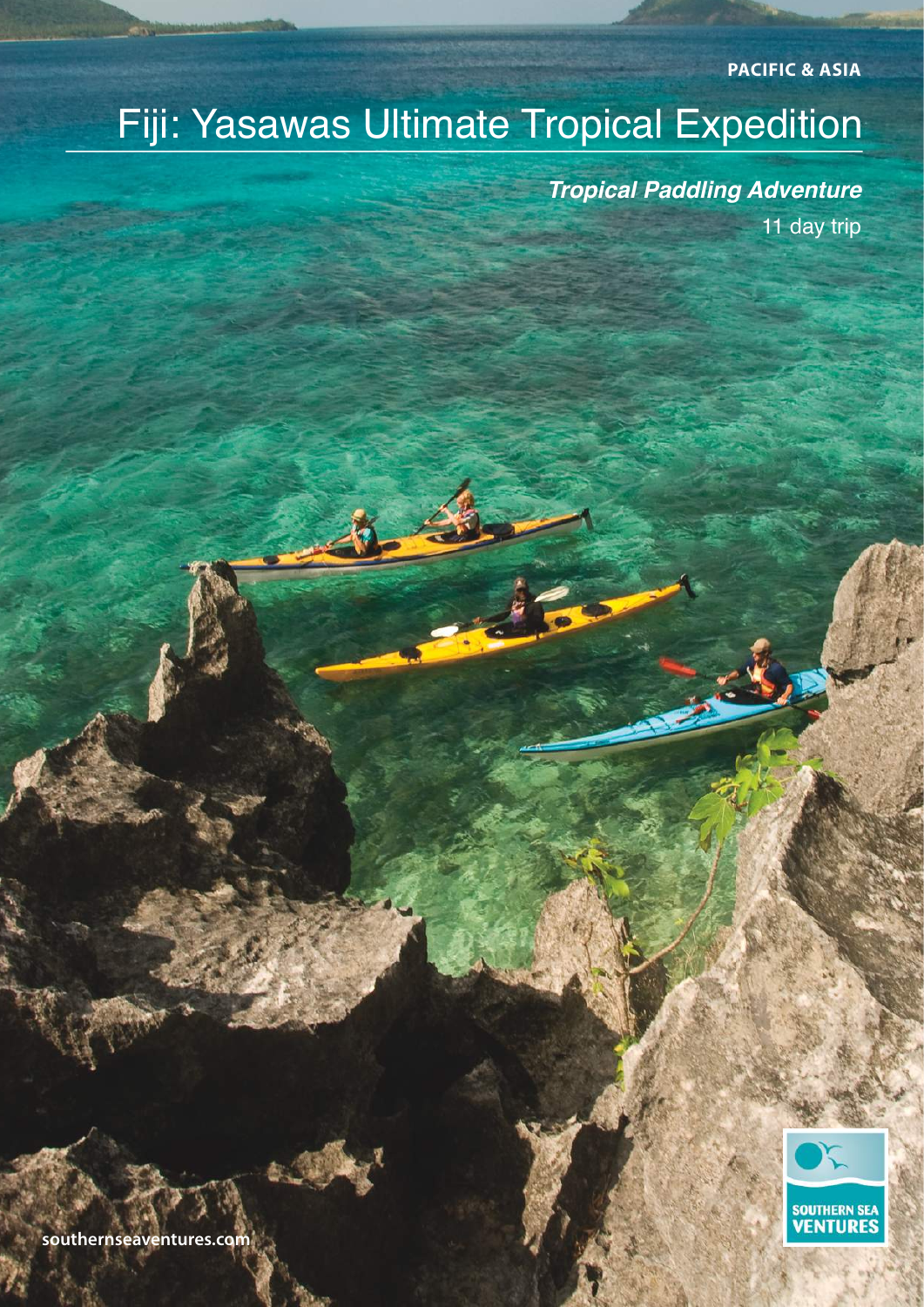PACIFIC & ASIA

# Fiji: Yasawas Ultimate Tropical Expedition

***Tropical Paddling Adventure***

11 day trip

southernseaventures.com

SOUTHERN SEA VENTURES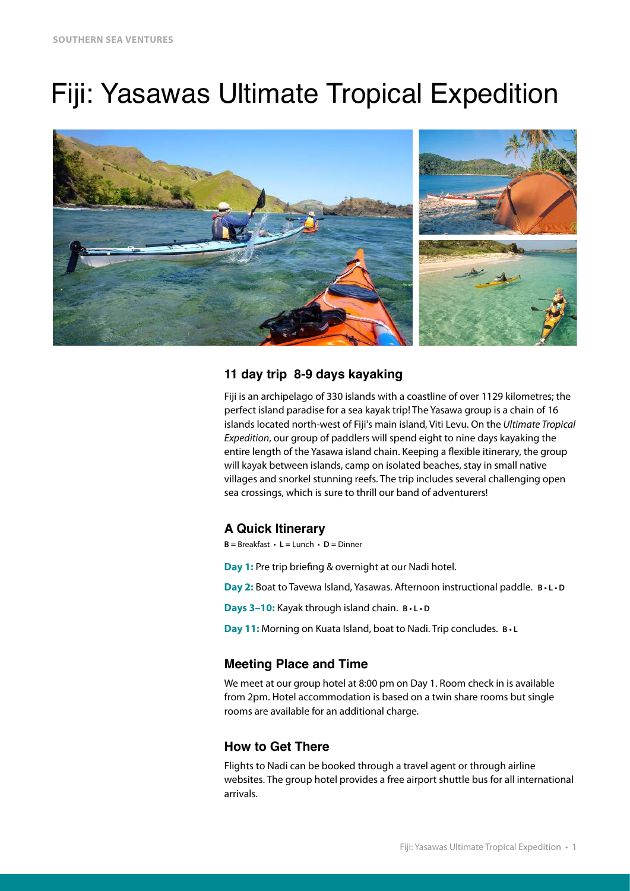# Fiji: Yasawas Ultimate Tropical Expedition

### 11 day trip 8-9 days kayaking

Fiji is an archipelago of 330 islands with a coastline of over 1129 kilometres; the perfect island paradise for a sea kayak trip! The Yasawa group is a chain of 16 islands located north-west of Fiji's main island, Viti Levu. On the *Ultimate Tropical Expedition*, our group of paddlers will spend eight to nine days kayaking the entire length of the Yasawa island chain. Keeping a flexible itinerary, the group will kayak between islands, camp on isolated beaches, stay in small native villages and snorkel stunning reefs. The trip includes several challenging open sea crossings, which is sure to thrill our band of adventurers!

### A Quick Itinerary

**B** = Breakfast • **L** = Lunch • **D** = Dinner

**Day 1:** Pre trip briefing & overnight at our Nadi hotel.

**Day 2:** Boat to Tavewa Island, Yasawas. Afternoon instructional paddle. **B • L • D**

**Days 3–10:** Kayak through island chain. **B • L • D**

**Day 11:** Morning on Kuata Island, boat to Nadi. Trip concludes. **B • L**

### Meeting Place and Time

We meet at our group hotel at 8:00 pm on Day 1. Room check in is available from 2pm. Hotel accommodation is based on a twin share rooms but single rooms are available for an additional charge.

### How to Get There

Flights to Nadi can be booked through a travel agent or through airline websites. The group hotel provides a free airport shuttle bus for all international arrivals.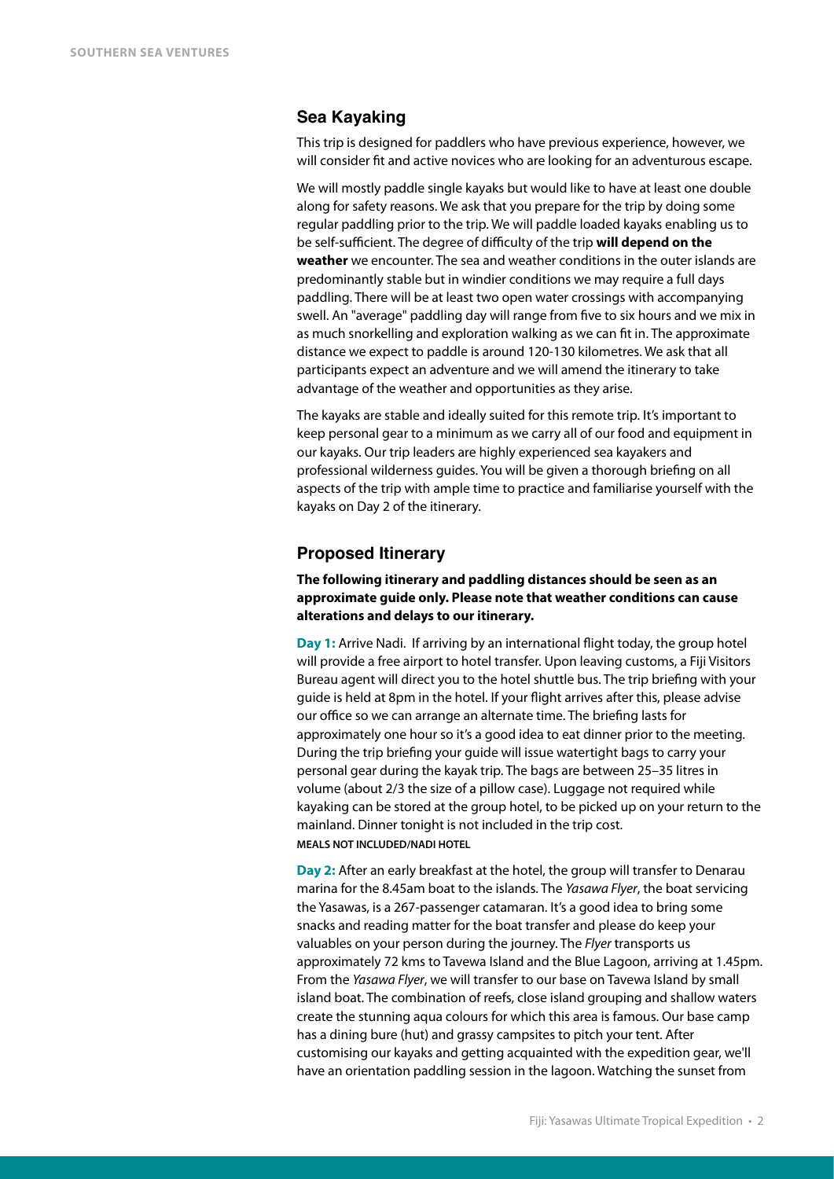## Sea Kayaking

This trip is designed for paddlers who have previous experience, however, we will consider fit and active novices who are looking for an adventurous escape.

We will mostly paddle single kayaks but would like to have at least one double along for safety reasons. We ask that you prepare for the trip by doing some regular paddling prior to the trip. We will paddle loaded kayaks enabling us to be self-sufficient. The degree of difficulty of the trip **will depend on the weather** we encounter. The sea and weather conditions in the outer islands are predominantly stable but in windier conditions we may require a full days paddling. There will be at least two open water crossings with accompanying swell. An "average" paddling day will range from five to six hours and we mix in as much snorkelling and exploration walking as we can fit in. The approximate distance we expect to paddle is around 120-130 kilometres. We ask that all participants expect an adventure and we will amend the itinerary to take advantage of the weather and opportunities as they arise.

The kayaks are stable and ideally suited for this remote trip. It's important to keep personal gear to a minimum as we carry all of our food and equipment in our kayaks. Our trip leaders are highly experienced sea kayakers and professional wilderness guides. You will be given a thorough briefing on all aspects of the trip with ample time to practice and familiarise yourself with the kayaks on Day 2 of the itinerary.

## Proposed Itinerary

**The following itinerary and paddling distances should be seen as an approximate guide only. Please note that weather conditions can cause alterations and delays to our itinerary.**

**Day 1:** Arrive Nadi. If arriving by an international flight today, the group hotel will provide a free airport to hotel transfer. Upon leaving customs, a Fiji Visitors Bureau agent will direct you to the hotel shuttle bus. The trip briefing with your guide is held at 8pm in the hotel. If your flight arrives after this, please advise our office so we can arrange an alternate time. The briefing lasts for approximately one hour so it's a good idea to eat dinner prior to the meeting. During the trip briefing your guide will issue watertight bags to carry your personal gear during the kayak trip. The bags are between 25–35 litres in volume (about 2/3 the size of a pillow case). Luggage not required while kayaking can be stored at the group hotel, to be picked up on your return to the mainland. Dinner tonight is not included in the trip cost.
MEALS NOT INCLUDED/NADI HOTEL

**Day 2:** After an early breakfast at the hotel, the group will transfer to Denarau marina for the 8.45am boat to the islands. The *Yasawa Flyer*, the boat servicing the Yasawas, is a 267-passenger catamaran. It's a good idea to bring some snacks and reading matter for the boat transfer and please do keep your valuables on your person during the journey. The *Flyer* transports us approximately 72 kms to Tavewa Island and the Blue Lagoon, arriving at 1.45pm. From the *Yasawa Flyer*, we will transfer to our base on Tavewa Island by small island boat. The combination of reefs, close island grouping and shallow waters create the stunning aqua colours for which this area is famous. Our base camp has a dining bure (hut) and grassy campsites to pitch your tent. After customising our kayaks and getting acquainted with the expedition gear, we'll have an orientation paddling session in the lagoon. Watching the sunset from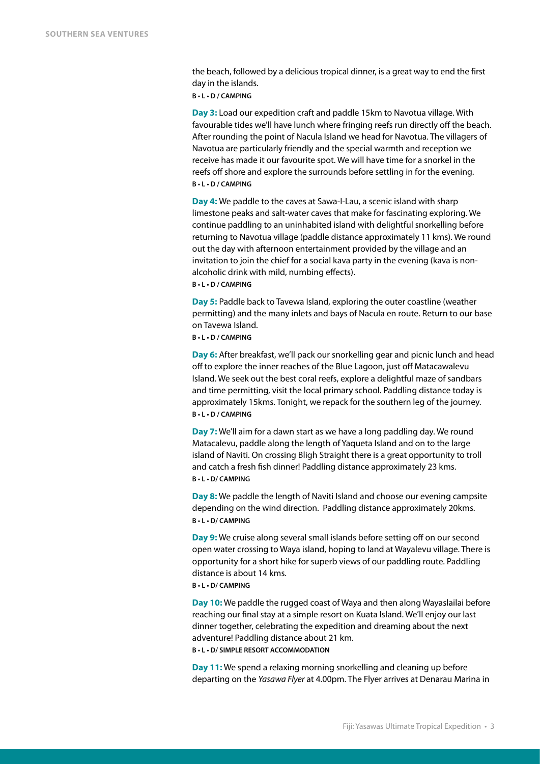the beach, followed by a delicious tropical dinner, is a great way to end the first day in the islands.

**B • L • D / CAMPING**

**Day 3:** Load our expedition craft and paddle 15km to Navotua village. With favourable tides we'll have lunch where fringing reefs run directly off the beach. After rounding the point of Nacula Island we head for Navotua. The villagers of Navotua are particularly friendly and the special warmth and reception we receive has made it our favourite spot. We will have time for a snorkel in the reefs off shore and explore the surrounds before settling in for the evening.

**B • L • D / CAMPING**

**Day 4:** We paddle to the caves at Sawa-I-Lau, a scenic island with sharp limestone peaks and salt-water caves that make for fascinating exploring. We continue paddling to an uninhabited island with delightful snorkelling before returning to Navotua village (paddle distance approximately 11 kms). We round out the day with afternoon entertainment provided by the village and an invitation to join the chief for a social kava party in the evening (kava is non-alcoholic drink with mild, numbing effects).

**B • L • D / CAMPING**

**Day 5:** Paddle back to Tavewa Island, exploring the outer coastline (weather permitting) and the many inlets and bays of Nacula en route. Return to our base on Tavewa Island.

**B • L • D / CAMPING**

**Day 6:** After breakfast, we'll pack our snorkelling gear and picnic lunch and head off to explore the inner reaches of the Blue Lagoon, just off Matacawalevu Island. We seek out the best coral reefs, explore a delightful maze of sandbars and time permitting, visit the local primary school. Paddling distance today is approximately 15kms. Tonight, we repack for the southern leg of the journey.

**B • L • D / CAMPING**

**Day 7:** We'll aim for a dawn start as we have a long paddling day. We round Matacalevu, paddle along the length of Yaqueta Island and on to the large island of Naviti. On crossing Bligh Straight there is a great opportunity to troll and catch a fresh fish dinner! Paddling distance approximately 23 kms.

**B • L • D/ CAMPING**

**Day 8:** We paddle the length of Naviti Island and choose our evening campsite depending on the wind direction. Paddling distance approximately 20kms.

**B • L • D/ CAMPING**

**Day 9:** We cruise along several small islands before setting off on our second open water crossing to Waya island, hoping to land at Wayalevu village. There is opportunity for a short hike for superb views of our paddling route. Paddling distance is about 14 kms.

**B • L • D/ CAMPING**

**Day 10:** We paddle the rugged coast of Waya and then along Wayaslailai before reaching our final stay at a simple resort on Kuata Island. We'll enjoy our last dinner together, celebrating the expedition and dreaming about the next adventure! Paddling distance about 21 km.

**B • L • D/ SIMPLE RESORT ACCOMMODATION**

**Day 11:** We spend a relaxing morning snorkelling and cleaning up before departing on the *Yasawa Flyer* at 4.00pm. The Flyer arrives at Denarau Marina in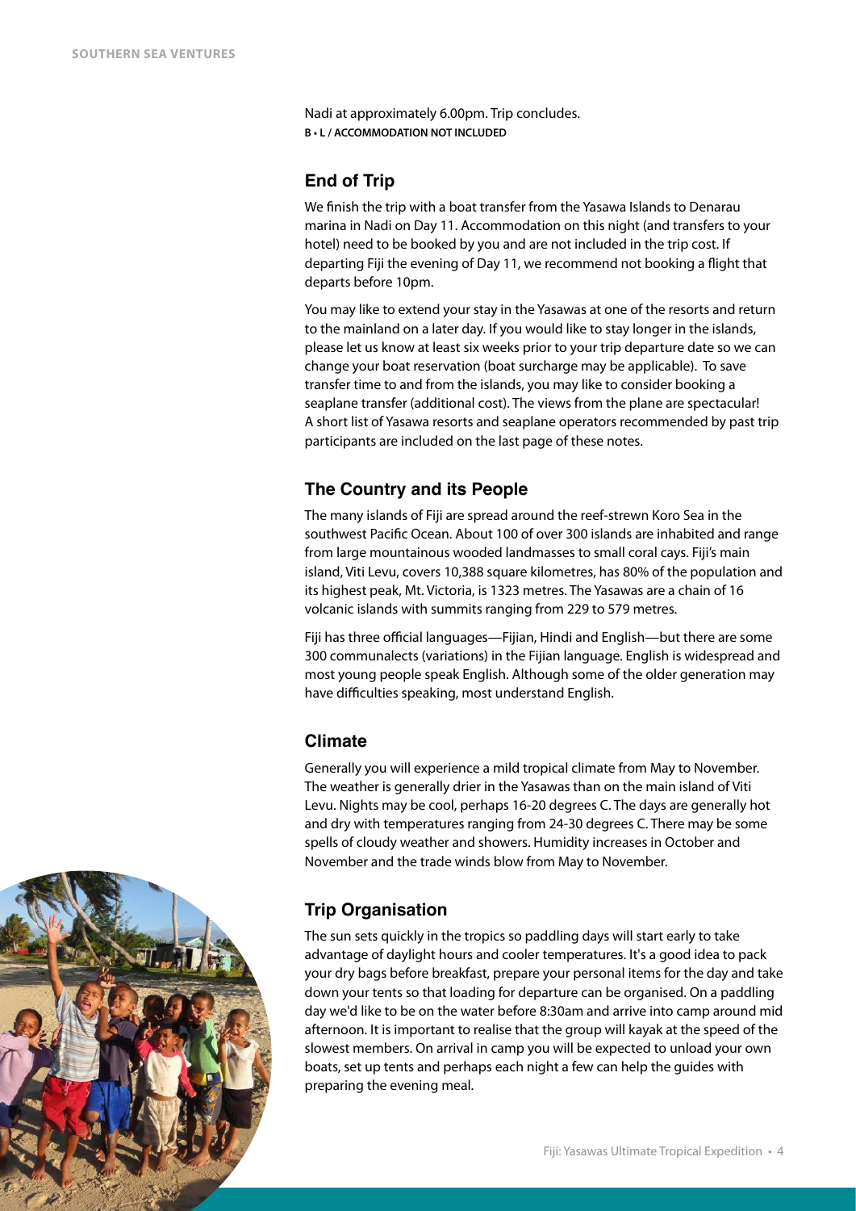Nadi at approximately 6.00pm. Trip concludes.
**B • L / ACCOMMODATION NOT INCLUDED**

## End of Trip

We finish the trip with a boat transfer from the Yasawa Islands to Denarau marina in Nadi on Day 11. Accommodation on this night (and transfers to your hotel) need to be booked by you and are not included in the trip cost. If departing Fiji the evening of Day 11, we recommend not booking a flight that departs before 10pm.

You may like to extend your stay in the Yasawas at one of the resorts and return to the mainland on a later day. If you would like to stay longer in the islands, please let us know at least six weeks prior to your trip departure date so we can change your boat reservation (boat surcharge may be applicable). To save transfer time to and from the islands, you may like to consider booking a seaplane transfer (additional cost). The views from the plane are spectacular! A short list of Yasawa resorts and seaplane operators recommended by past trip participants are included on the last page of these notes.

## The Country and its People

The many islands of Fiji are spread around the reef-strewn Koro Sea in the southwest Pacific Ocean. About 100 of over 300 islands are inhabited and range from large mountainous wooded landmasses to small coral cays. Fiji's main island, Viti Levu, covers 10,388 square kilometres, has 80% of the population and its highest peak, Mt. Victoria, is 1323 metres. The Yasawas are a chain of 16 volcanic islands with summits ranging from 229 to 579 metres.

Fiji has three official languages—Fijian, Hindi and English—but there are some 300 communalects (variations) in the Fijian language. English is widespread and most young people speak English. Although some of the older generation may have difficulties speaking, most understand English.

## Climate

Generally you will experience a mild tropical climate from May to November. The weather is generally drier in the Yasawas than on the main island of Viti Levu. Nights may be cool, perhaps 16-20 degrees C. The days are generally hot and dry with temperatures ranging from 24-30 degrees C. There may be some spells of cloudy weather and showers. Humidity increases in October and November and the trade winds blow from May to November.

## Trip Organisation

The sun sets quickly in the tropics so paddling days will start early to take advantage of daylight hours and cooler temperatures. It's a good idea to pack your dry bags before breakfast, prepare your personal items for the day and take down your tents so that loading for departure can be organised. On a paddling day we'd like to be on the water before 8:30am and arrive into camp around mid afternoon. It is important to realise that the group will kayak at the speed of the slowest members. On arrival in camp you will be expected to unload your own boats, set up tents and perhaps each night a few can help the guides with preparing the evening meal.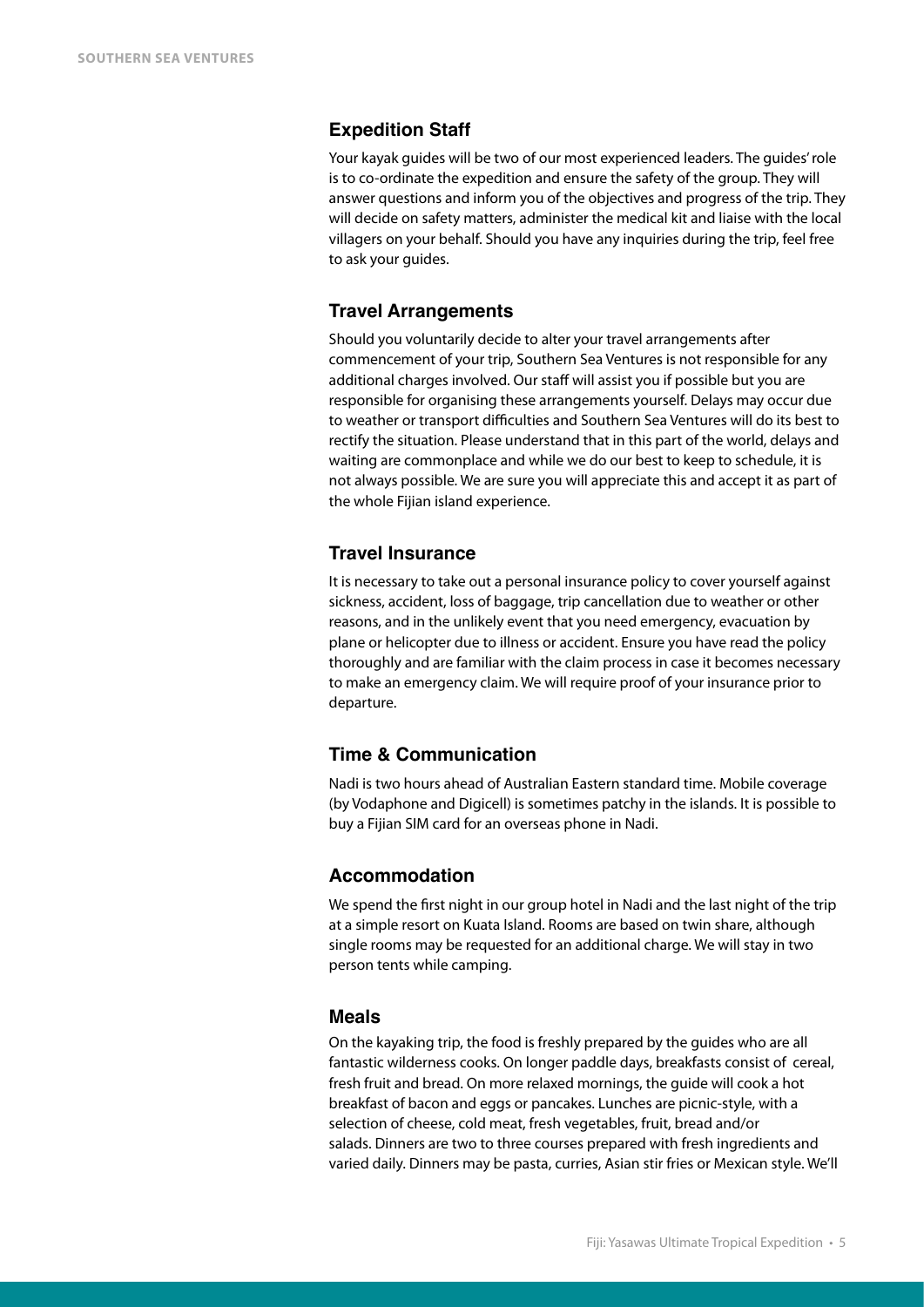## Expedition Staff

Your kayak guides will be two of our most experienced leaders. The guides' role is to co-ordinate the expedition and ensure the safety of the group. They will answer questions and inform you of the objectives and progress of the trip. They will decide on safety matters, administer the medical kit and liaise with the local villagers on your behalf. Should you have any inquiries during the trip, feel free to ask your guides.

## Travel Arrangements

Should you voluntarily decide to alter your travel arrangements after commencement of your trip, Southern Sea Ventures is not responsible for any additional charges involved. Our staff will assist you if possible but you are responsible for organising these arrangements yourself. Delays may occur due to weather or transport difficulties and Southern Sea Ventures will do its best to rectify the situation. Please understand that in this part of the world, delays and waiting are commonplace and while we do our best to keep to schedule, it is not always possible. We are sure you will appreciate this and accept it as part of the whole Fijian island experience.

## Travel Insurance

It is necessary to take out a personal insurance policy to cover yourself against sickness, accident, loss of baggage, trip cancellation due to weather or other reasons, and in the unlikely event that you need emergency, evacuation by plane or helicopter due to illness or accident. Ensure you have read the policy thoroughly and are familiar with the claim process in case it becomes necessary to make an emergency claim. We will require proof of your insurance prior to departure.

## Time & Communication

Nadi is two hours ahead of Australian Eastern standard time. Mobile coverage (by Vodaphone and Digicell) is sometimes patchy in the islands. It is possible to buy a Fijian SIM card for an overseas phone in Nadi.

## Accommodation

We spend the first night in our group hotel in Nadi and the last night of the trip at a simple resort on Kuata Island. Rooms are based on twin share, although single rooms may be requested for an additional charge. We will stay in two person tents while camping.

## Meals

On the kayaking trip, the food is freshly prepared by the guides who are all fantastic wilderness cooks. On longer paddle days, breakfasts consist of cereal, fresh fruit and bread. On more relaxed mornings, the guide will cook a hot breakfast of bacon and eggs or pancakes. Lunches are picnic-style, with a selection of cheese, cold meat, fresh vegetables, fruit, bread and/or salads. Dinners are two to three courses prepared with fresh ingredients and varied daily. Dinners may be pasta, curries, Asian stir fries or Mexican style. We'll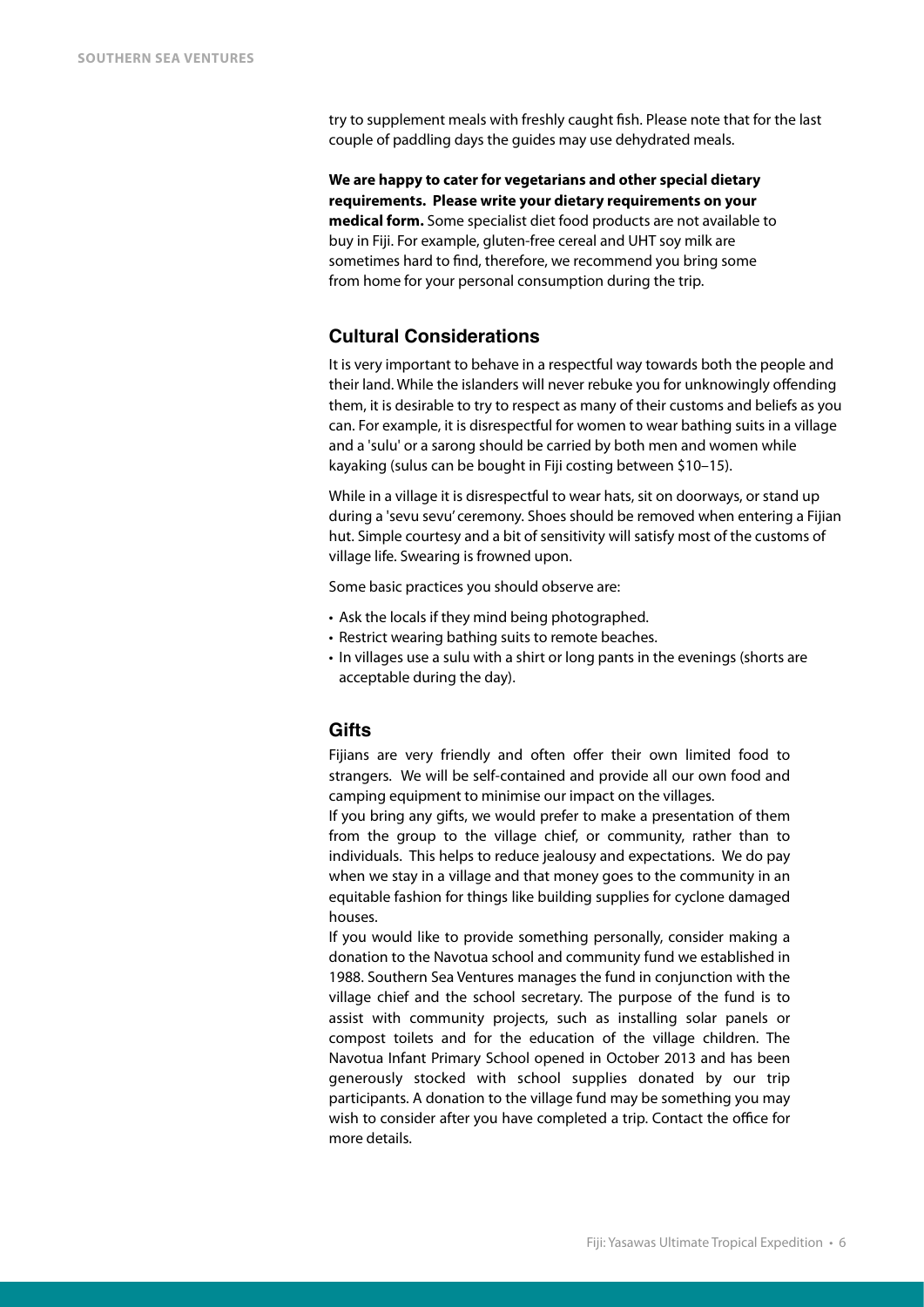try to supplement meals with freshly caught fish. Please note that for the last couple of paddling days the guides may use dehydrated meals.

**We are happy to cater for vegetarians and other special dietary requirements. Please write your dietary requirements on your medical form.** Some specialist diet food products are not available to buy in Fiji. For example, gluten-free cereal and UHT soy milk are sometimes hard to find, therefore, we recommend you bring some from home for your personal consumption during the trip.

## Cultural Considerations

It is very important to behave in a respectful way towards both the people and their land. While the islanders will never rebuke you for unknowingly offending them, it is desirable to try to respect as many of their customs and beliefs as you can. For example, it is disrespectful for women to wear bathing suits in a village and a 'sulu' or a sarong should be carried by both men and women while kayaking (sulus can be bought in Fiji costing between $10–15).

While in a village it is disrespectful to wear hats, sit on doorways, or stand up during a 'sevu sevu' ceremony. Shoes should be removed when entering a Fijian hut. Simple courtesy and a bit of sensitivity will satisfy most of the customs of village life. Swearing is frowned upon.

Some basic practices you should observe are:

- Ask the locals if they mind being photographed.
- Restrict wearing bathing suits to remote beaches.
- In villages use a sulu with a shirt or long pants in the evenings (shorts are acceptable during the day).

## Gifts

Fijians are very friendly and often offer their own limited food to strangers. We will be self-contained and provide all our own food and camping equipment to minimise our impact on the villages.

If you bring any gifts, we would prefer to make a presentation of them from the group to the village chief, or community, rather than to individuals. This helps to reduce jealousy and expectations. We do pay when we stay in a village and that money goes to the community in an equitable fashion for things like building supplies for cyclone damaged houses.

If you would like to provide something personally, consider making a donation to the Navotua school and community fund we established in 1988. Southern Sea Ventures manages the fund in conjunction with the village chief and the school secretary. The purpose of the fund is to assist with community projects, such as installing solar panels or compost toilets and for the education of the village children. The Navotua Infant Primary School opened in October 2013 and has been generously stocked with school supplies donated by our trip participants. A donation to the village fund may be something you may wish to consider after you have completed a trip. Contact the office for more details.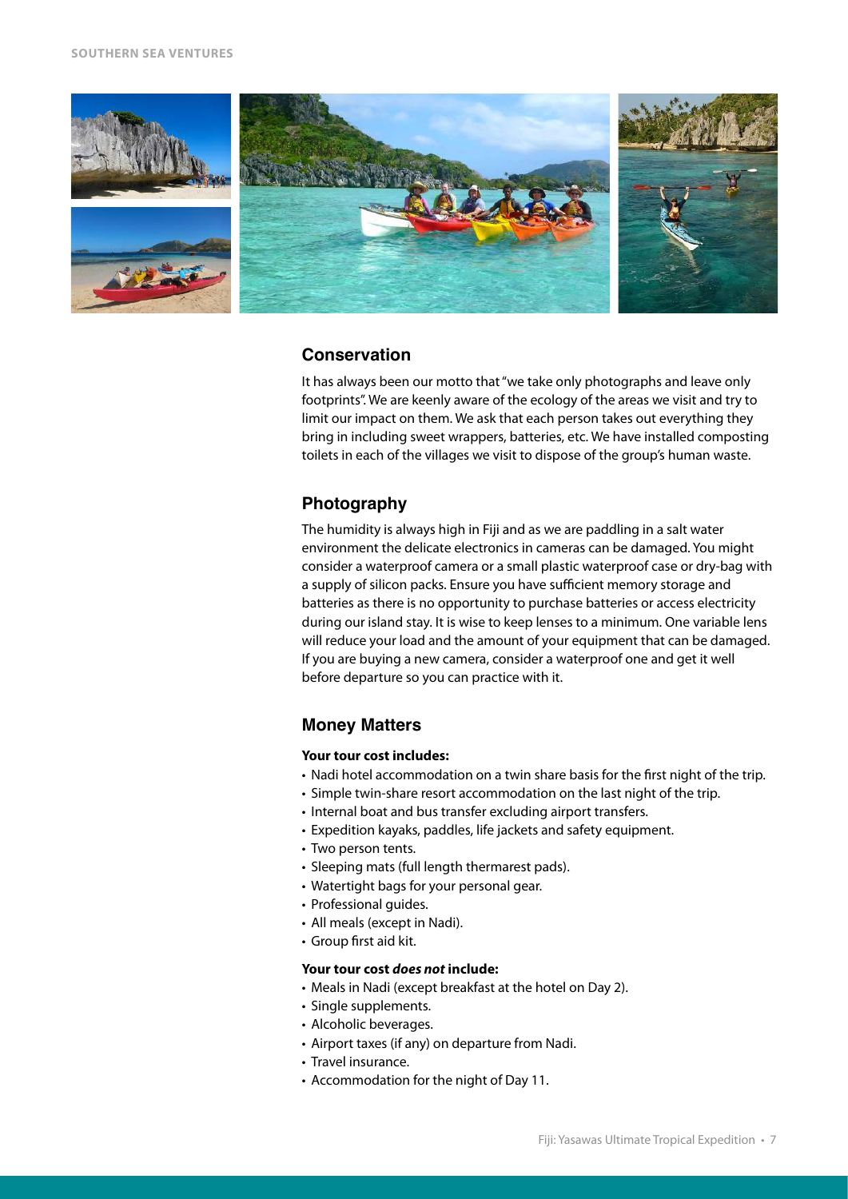## Conservation

It has always been our motto that "we take only photographs and leave only footprints". We are keenly aware of the ecology of the areas we visit and try to limit our impact on them. We ask that each person takes out everything they bring in including sweet wrappers, batteries, etc. We have installed composting toilets in each of the villages we visit to dispose of the group's human waste.

## Photography

The humidity is always high in Fiji and as we are paddling in a salt water environment the delicate electronics in cameras can be damaged. You might consider a waterproof camera or a small plastic waterproof case or dry-bag with a supply of silicon packs. Ensure you have sufficient memory storage and batteries as there is no opportunity to purchase batteries or access electricity during our island stay. It is wise to keep lenses to a minimum. One variable lens will reduce your load and the amount of your equipment that can be damaged. If you are buying a new camera, consider a waterproof one and get it well before departure so you can practice with it.

## Money Matters

**Your tour cost includes:**

- Nadi hotel accommodation on a twin share basis for the first night of the trip.
- Simple twin-share resort accommodation on the last night of the trip.
- Internal boat and bus transfer excluding airport transfers.
- Expedition kayaks, paddles, life jackets and safety equipment.
- Two person tents.
- Sleeping mats (full length thermarest pads).
- Watertight bags for your personal gear.
- Professional guides.
- All meals (except in Nadi).
- Group first aid kit.

**Your tour cost *does not* include:**

- Meals in Nadi (except breakfast at the hotel on Day 2).
- Single supplements.
- Alcoholic beverages.
- Airport taxes (if any) on departure from Nadi.
- Travel insurance.
- Accommodation for the night of Day 11.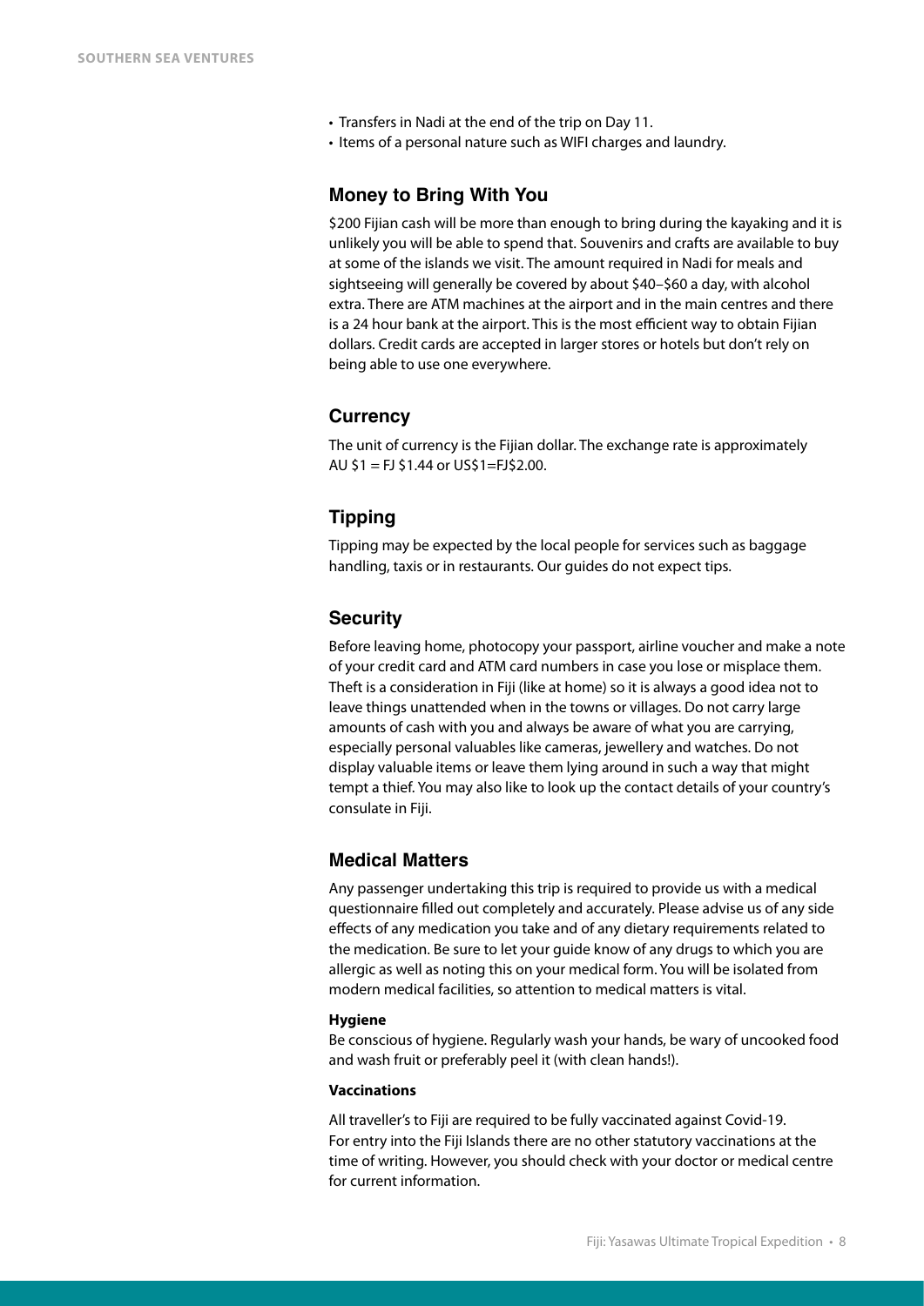- Transfers in Nadi at the end of the trip on Day 11.
- Items of a personal nature such as WIFI charges and laundry.

## Money to Bring With You

$200 Fijian cash will be more than enough to bring during the kayaking and it is unlikely you will be able to spend that. Souvenirs and crafts are available to buy at some of the islands we visit. The amount required in Nadi for meals and sightseeing will generally be covered by about $40–$60 a day, with alcohol extra. There are ATM machines at the airport and in the main centres and there is a 24 hour bank at the airport. This is the most efficient way to obtain Fijian dollars. Credit cards are accepted in larger stores or hotels but don't rely on being able to use one everywhere.

## Currency

The unit of currency is the Fijian dollar. The exchange rate is approximately AU $1 = FJ $1.44 or US$1=FJ$2.00.

## Tipping

Tipping may be expected by the local people for services such as baggage handling, taxis or in restaurants. Our guides do not expect tips.

## Security

Before leaving home, photocopy your passport, airline voucher and make a note of your credit card and ATM card numbers in case you lose or misplace them. Theft is a consideration in Fiji (like at home) so it is always a good idea not to leave things unattended when in the towns or villages. Do not carry large amounts of cash with you and always be aware of what you are carrying, especially personal valuables like cameras, jewellery and watches. Do not display valuable items or leave them lying around in such a way that might tempt a thief. You may also like to look up the contact details of your country's consulate in Fiji.

## Medical Matters

Any passenger undertaking this trip is required to provide us with a medical questionnaire filled out completely and accurately. Please advise us of any side effects of any medication you take and of any dietary requirements related to the medication. Be sure to let your guide know of any drugs to which you are allergic as well as noting this on your medical form. You will be isolated from modern medical facilities, so attention to medical matters is vital.

### Hygiene

Be conscious of hygiene. Regularly wash your hands, be wary of uncooked food and wash fruit or preferably peel it (with clean hands!).

### Vaccinations

All traveller's to Fiji are required to be fully vaccinated against Covid-19. For entry into the Fiji Islands there are no other statutory vaccinations at the time of writing. However, you should check with your doctor or medical centre for current information.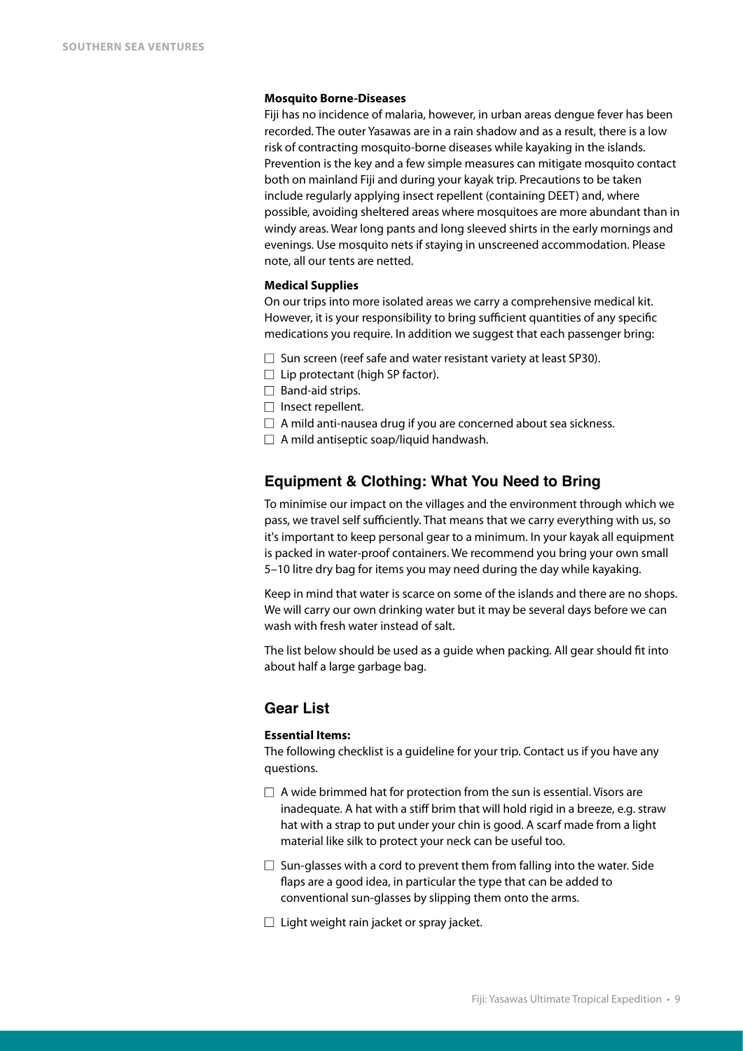#### Mosquito Borne-Diseases

Fiji has no incidence of malaria, however, in urban areas dengue fever has been recorded. The outer Yasawas are in a rain shadow and as a result, there is a low risk of contracting mosquito-borne diseases while kayaking in the islands. Prevention is the key and a few simple measures can mitigate mosquito contact both on mainland Fiji and during your kayak trip. Precautions to be taken include regularly applying insect repellent (containing DEET) and, where possible, avoiding sheltered areas where mosquitoes are more abundant than in windy areas. Wear long pants and long sleeved shirts in the early mornings and evenings. Use mosquito nets if staying in unscreened accommodation. Please note, all our tents are netted.

#### Medical Supplies

On our trips into more isolated areas we carry a comprehensive medical kit. However, it is your responsibility to bring sufficient quantities of any specific medications you require. In addition we suggest that each passenger bring:

- ☐ Sun screen (reef safe and water resistant variety at least SP30).
- ☐ Lip protectant (high SP factor).
- ☐ Band-aid strips.
- ☐ Insect repellent.
- ☐ A mild anti-nausea drug if you are concerned about sea sickness.
- ☐ A mild antiseptic soap/liquid handwash.

## Equipment & Clothing: What You Need to Bring

To minimise our impact on the villages and the environment through which we pass, we travel self sufficiently. That means that we carry everything with us, so it's important to keep personal gear to a minimum. In your kayak all equipment is packed in water-proof containers. We recommend you bring your own small 5–10 litre dry bag for items you may need during the day while kayaking.

Keep in mind that water is scarce on some of the islands and there are no shops. We will carry our own drinking water but it may be several days before we can wash with fresh water instead of salt.

The list below should be used as a guide when packing. All gear should fit into about half a large garbage bag.

## Gear List

#### Essential Items:

The following checklist is a guideline for your trip. Contact us if you have any questions.

- ☐ A wide brimmed hat for protection from the sun is essential. Visors are inadequate. A hat with a stiff brim that will hold rigid in a breeze, e.g. straw hat with a strap to put under your chin is good. A scarf made from a light material like silk to protect your neck can be useful too.
- ☐ Sun-glasses with a cord to prevent them from falling into the water. Side flaps are a good idea, in particular the type that can be added to conventional sun-glasses by slipping them onto the arms.
- ☐ Light weight rain jacket or spray jacket.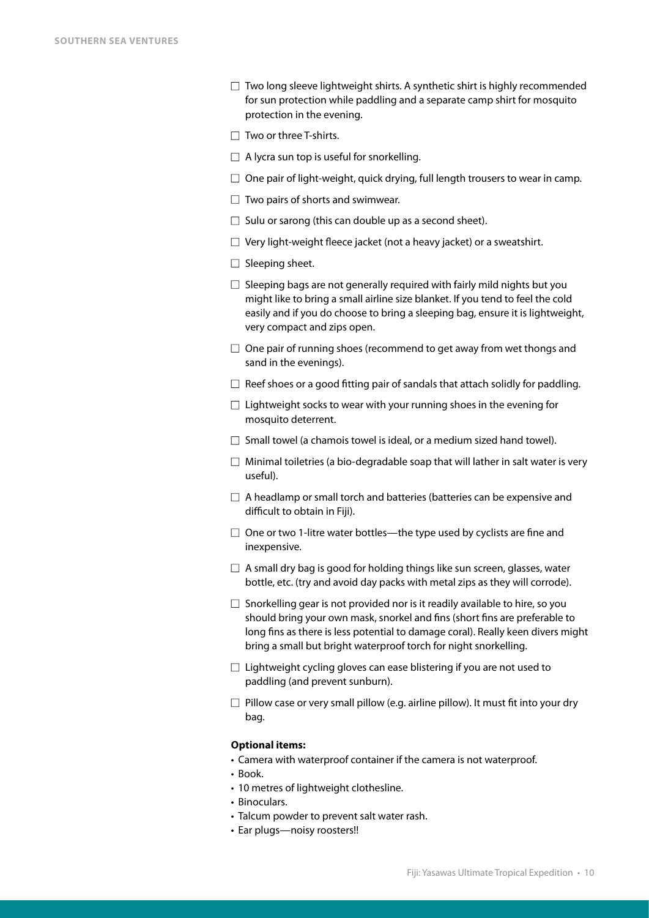- ☐ Two long sleeve lightweight shirts. A synthetic shirt is highly recommended for sun protection while paddling and a separate camp shirt for mosquito protection in the evening.
- ☐ Two or three T-shirts.
- ☐ A lycra sun top is useful for snorkelling.
- ☐ One pair of light-weight, quick drying, full length trousers to wear in camp.
- ☐ Two pairs of shorts and swimwear.
- ☐ Sulu or sarong (this can double up as a second sheet).
- ☐ Very light-weight fleece jacket (not a heavy jacket) or a sweatshirt.
- ☐ Sleeping sheet.
- ☐ Sleeping bags are not generally required with fairly mild nights but you might like to bring a small airline size blanket. If you tend to feel the cold easily and if you do choose to bring a sleeping bag, ensure it is lightweight, very compact and zips open.
- ☐ One pair of running shoes (recommend to get away from wet thongs and sand in the evenings).
- ☐ Reef shoes or a good fitting pair of sandals that attach solidly for paddling.
- ☐ Lightweight socks to wear with your running shoes in the evening for mosquito deterrent.
- ☐ Small towel (a chamois towel is ideal, or a medium sized hand towel).
- ☐ Minimal toiletries (a bio-degradable soap that will lather in salt water is very useful).
- ☐ A headlamp or small torch and batteries (batteries can be expensive and difficult to obtain in Fiji).
- ☐ One or two 1-litre water bottles—the type used by cyclists are fine and inexpensive.
- ☐ A small dry bag is good for holding things like sun screen, glasses, water bottle, etc. (try and avoid day packs with metal zips as they will corrode).
- ☐ Snorkelling gear is not provided nor is it readily available to hire, so you should bring your own mask, snorkel and fins (short fins are preferable to long fins as there is less potential to damage coral). Really keen divers might bring a small but bright waterproof torch for night snorkelling.
- ☐ Lightweight cycling gloves can ease blistering if you are not used to paddling (and prevent sunburn).
- ☐ Pillow case or very small pillow (e.g. airline pillow). It must fit into your dry bag.

**Optional items:**

- Camera with waterproof container if the camera is not waterproof.
- Book.
- 10 metres of lightweight clothesline.
- Binoculars.
- Talcum powder to prevent salt water rash.
- Ear plugs—noisy roosters!!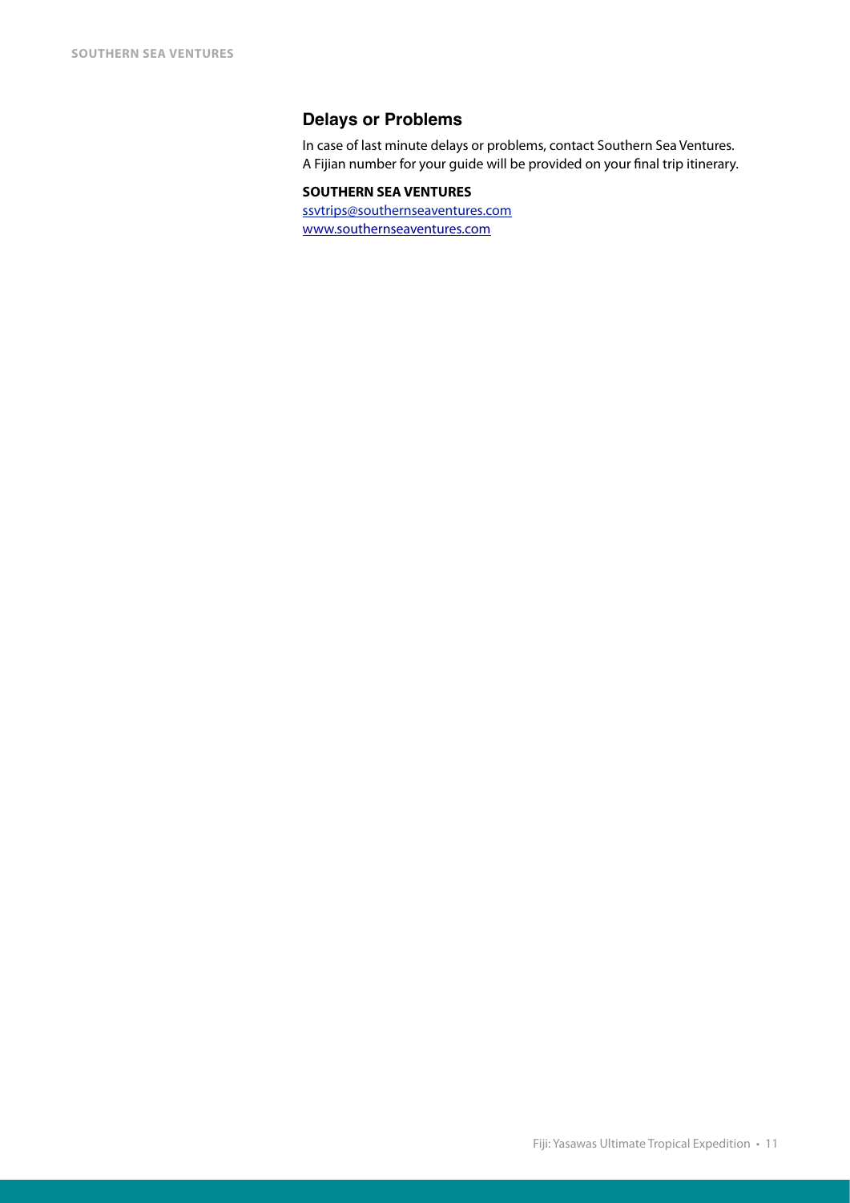## Delays or Problems

In case of last minute delays or problems, contact Southern Sea Ventures.
A Fijian number for your guide will be provided on your final trip itinerary.

**SOUTHERN SEA VENTURES**
ssvtrips@southernseaventures.com
www.southernseaventures.com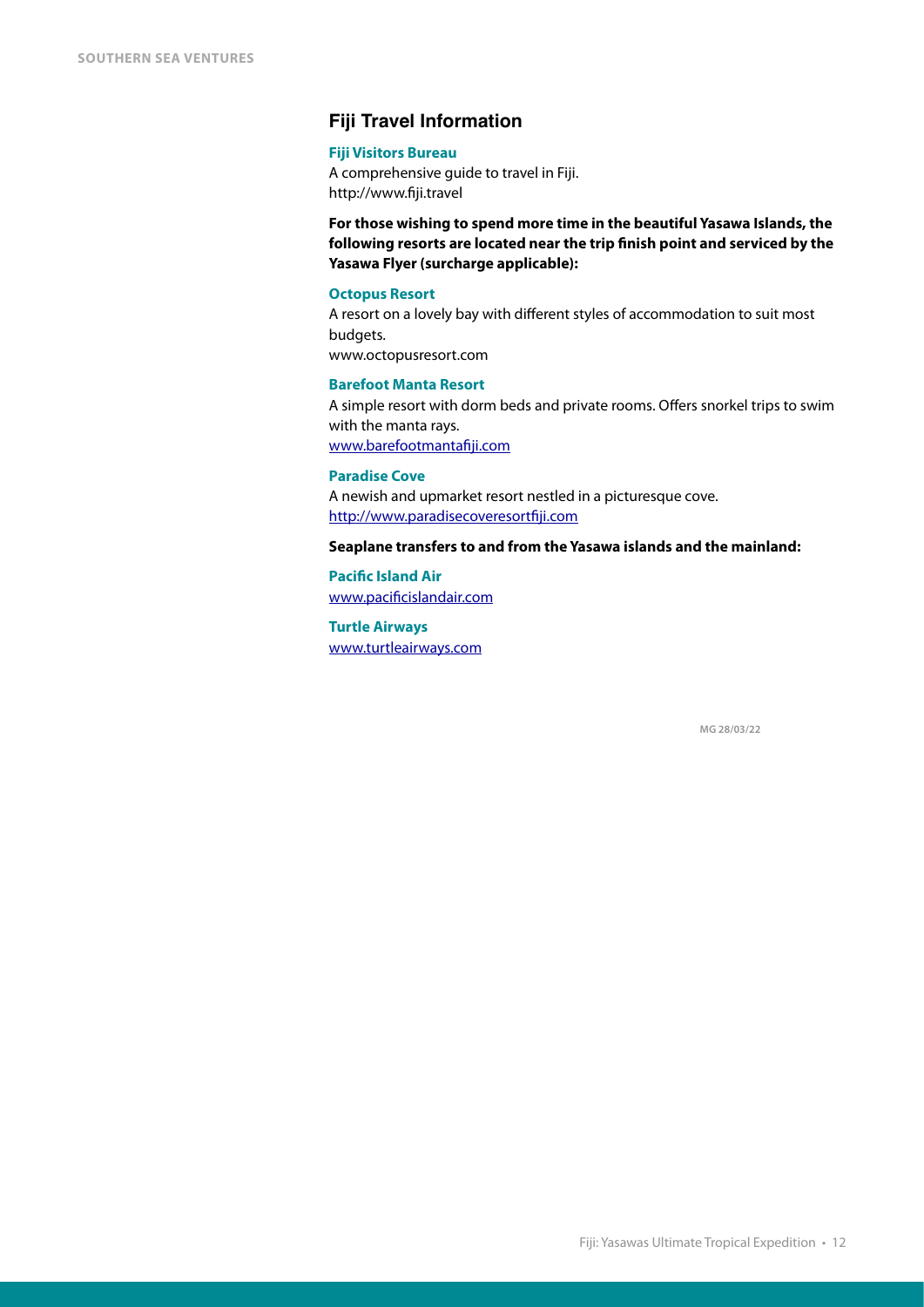## Fiji Travel Information

**Fiji Visitors Bureau**
A comprehensive guide to travel in Fiji.
http://www.fiji.travel

**For those wishing to spend more time in the beautiful Yasawa Islands, the following resorts are located near the trip finish point and serviced by the Yasawa Flyer (surcharge applicable):**

**Octopus Resort**
A resort on a lovely bay with different styles of accommodation to suit most budgets.
www.octopusresort.com

**Barefoot Manta Resort**
A simple resort with dorm beds and private rooms. Offers snorkel trips to swim with the manta rays.
www.barefootmantafiji.com

**Paradise Cove**
A newish and upmarket resort nestled in a picturesque cove.
http://www.paradisecoveresortfiji.com

**Seaplane transfers to and from the Yasawa islands and the mainland:**

**Pacific Island Air**
www.pacificislandair.com

**Turtle Airways**
www.turtleairways.com

MG 28/03/22